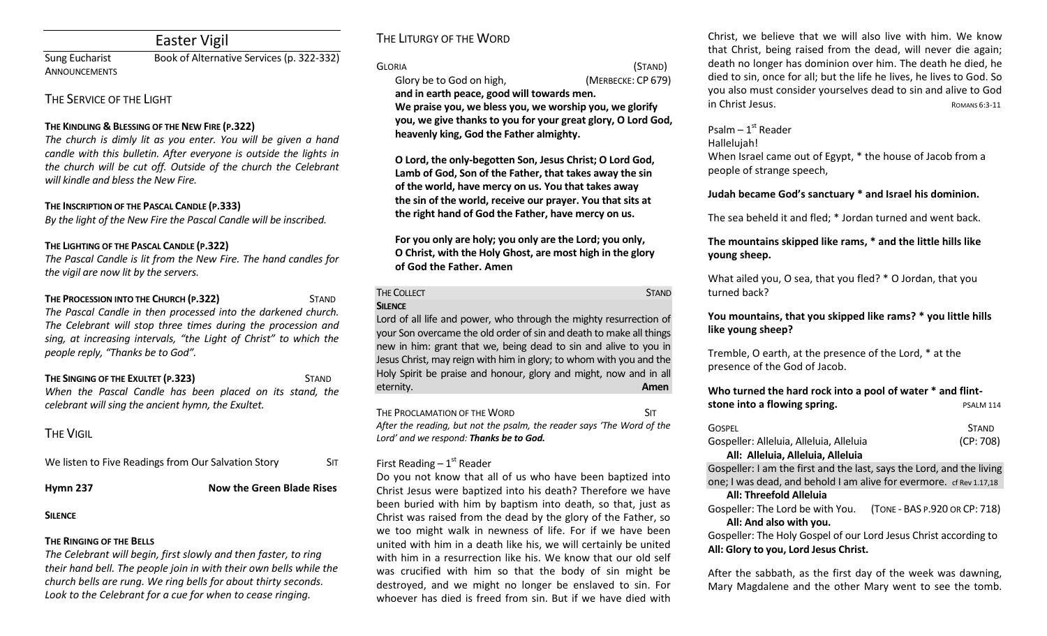# Easter Vigil

Sung Eucharist — Book of Alternative Services (p. 322-332)

ANNOUNCEMENTS

## THE SERVICE OF THE LIGHT

**THE KINDLING & BLESSING OF THE NEW FIRE (P.322)**

*The church is dimly lit as you enter. You will be given a hand candle with this bulletin. After everyone is outside the lights in the church will be cut off. Outside of the church the Celebrant will kindle and bless the New Fire.*

**THE INSCRIPTION OF THE PASCAL CANDLE (P.333)**

*By the light of the New Fire the Pascal Candle will be inscribed.*

**THE LIGHTING OF THE PASCAL CANDLE (P.322)**

*The Pascal Candle is lit from the New Fire. The hand candles for the vigil are now lit by the servers.*

**THE PROCESSION INTO THE CHURCH (P.322)** — STAND

*The Pascal Candle in then processed into the darkened church. The Celebrant will stop three times during the procession and sing, at increasing intervals, "the Light of Christ" to which the people reply, "Thanks be to God".*

**THE SINGING OF THE EXULTET (P.323)** — STAND

*When the Pascal Candle has been placed on its stand, the celebrant will sing the ancient hymn, the Exultet.*

## THE VIGIL

We listen to Five Readings from Our Salvation Story — SIT

**Hymn 237** — **Now the Green Blade Rises**

**SILENCE**

**THE RINGING OF THE BELLS**

*The Celebrant will begin, first slowly and then faster, to ring their hand bell. The people join in with their own bells while the church bells are rung. We ring bells for about thirty seconds. Look to the Celebrant for a cue for when to cease ringing.*

## THE LITURGY OF THE WORD

GLORIA — (STAND)

Glory be to God on high, — (MERBECKE: CP 679)

**and in earth peace, good will towards men.**
**We praise you, we bless you, we worship you, we glorify you, we give thanks to you for your great glory, O Lord God, heavenly king, God the Father almighty.**

**O Lord, the only-begotten Son, Jesus Christ; O Lord God, Lamb of God, Son of the Father, that takes away the sin of the world, have mercy on us. You that takes away the sin of the world, receive our prayer. You that sits at the right hand of God the Father, have mercy on us.**

**For you only are holy; you only are the Lord; you only, O Christ, with the Holy Ghost, are most high in the glory of God the Father. Amen**

THE COLLECT — STAND

**SILENCE**

Lord of all life and power, who through the mighty resurrection of your Son overcame the old order of sin and death to make all things new in him: grant that we, being dead to sin and alive to you in Jesus Christ, may reign with him in glory; to whom with you and the Holy Spirit be praise and honour, glory and might, now and in all eternity. **Amen**

THE PROCLAMATION OF THE WORD — SIT

*After the reading, but not the psalm, the reader says 'The Word of the Lord' and we respond: **Thanks be to God.***

First Reading – 1st Reader

Do you not know that all of us who have been baptized into Christ Jesus were baptized into his death? Therefore we have been buried with him by baptism into death, so that, just as Christ was raised from the dead by the glory of the Father, so we too might walk in newness of life. For if we have been united with him in a death like his, we will certainly be united with him in a resurrection like his. We know that our old self was crucified with him so that the body of sin might be destroyed, and we might no longer be enslaved to sin. For whoever has died is freed from sin. But if we have died with Christ, we believe that we will also live with him. We know that Christ, being raised from the dead, will never die again; death no longer has dominion over him. The death he died, he died to sin, once for all; but the life he lives, he lives to God. So you also must consider yourselves dead to sin and alive to God in Christ Jesus. — ROMANS 6:3-11

Psalm – 1st Reader

Hallelujah!

When Israel came out of Egypt, * the house of Jacob from a people of strange speech,

**Judah became God's sanctuary * and Israel his dominion.**

The sea beheld it and fled; * Jordan turned and went back.

**The mountains skipped like rams, * and the little hills like young sheep.**

What ailed you, O sea, that you fled? * O Jordan, that you turned back?

**You mountains, that you skipped like rams? * you little hills like young sheep?**

Tremble, O earth, at the presence of the Lord, * at the presence of the God of Jacob.

**Who turned the hard rock into a pool of water * and flint-stone into a flowing spring.** — PSALM 114

GOSPEL — STAND

Gospeller: Alleluia, Alleluia, Alleluia — (CP: 708)

**All: Alleluia, Alleluia, Alleluia**

Gospeller: I am the first and the last, says the Lord, and the living one; I was dead, and behold I am alive for evermore. cf Rev 1.17,18

**All: Threefold Alleluia**

Gospeller: The Lord be with You. — (TONE - BAS P.920 OR CP: 718)

**All: And also with you.**

Gospeller: The Holy Gospel of our Lord Jesus Christ according to

**All: Glory to you, Lord Jesus Christ.**

After the sabbath, as the first day of the week was dawning, Mary Magdalene and the other Mary went to see the tomb.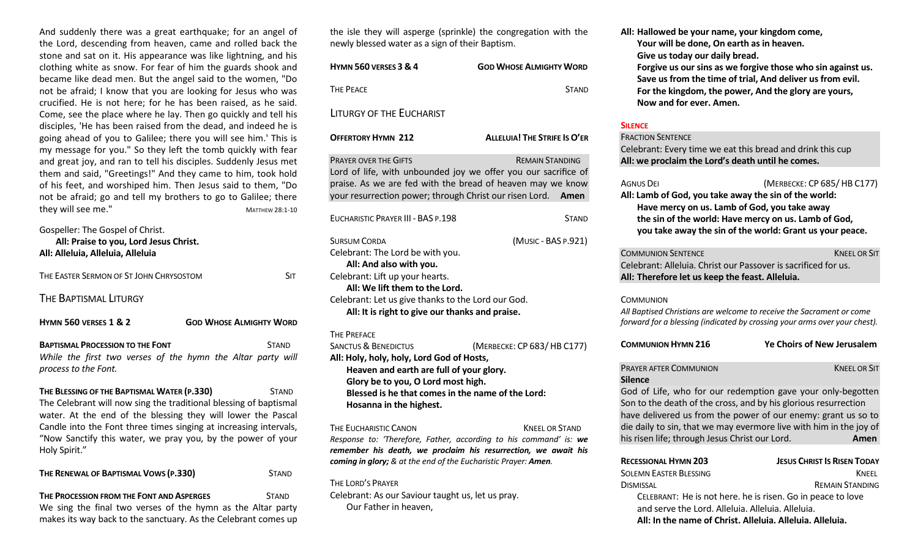And suddenly there was a great earthquake; for an angel of the Lord, descending from heaven, came and rolled back the stone and sat on it. His appearance was like lightning, and his clothing white as snow. For fear of him the guards shook and became like dead men. But the angel said to the women, "Do not be afraid; I know that you are looking for Jesus who was crucified. He is not here; for he has been raised, as he said. Come, see the place where he lay. Then go quickly and tell his disciples, 'He has been raised from the dead, and indeed he is going ahead of you to Galilee; there you will see him.' This is my message for you." So they left the tomb quickly with fear and great joy, and ran to tell his disciples. Suddenly Jesus met them and said, "Greetings!" And they came to him, took hold of his feet, and worshiped him. Then Jesus said to them, "Do not be afraid; go and tell my brothers to go to Galilee; there they will see me." MATTHEW 28:1-10

Gospeller: The Gospel of Christ.
**All: Praise to you, Lord Jesus Christ.**
**All: Alleluia, Alleluia, Alleluia**

THE EASTER SERMON OF ST JOHN CHRYSOSTOM — SIT

## THE BAPTISMAL LITURGY

**HYMN 560 VERSES 1 & 2 — GOD WHOSE ALMIGHTY WORD**

**BAPTISMAL PROCESSION TO THE FONT** — STAND
*While the first two verses of the hymn the Altar party will process to the Font.*

**THE BLESSING OF THE BAPTISMAL WATER (P.330)** — STAND
The Celebrant will now sing the traditional blessing of baptismal water. At the end of the blessing they will lower the Pascal Candle into the Font three times singing at increasing intervals, "Now Sanctify this water, we pray you, by the power of your Holy Spirit."

**THE RENEWAL OF BAPTISMAL VOWS (P.330)** — STAND

**THE PROCESSION FROM THE FONT AND ASPERGES** — STAND
We sing the final two verses of the hymn as the Altar party makes its way back to the sanctuary. As the Celebrant comes up the isle they will asperge (sprinkle) the congregation with the newly blessed water as a sign of their Baptism.

**HYMN 560 VERSES 3 & 4 — GOD WHOSE ALMIGHTY WORD**

THE PEACE — STAND

## LITURGY OF THE EUCHARIST

**OFFERTORY HYMN 212 — ALLELUIA! THE STRIFE IS O'ER**

PRAYER OVER THE GIFTS — REMAIN STANDING
Lord of life, with unbounded joy we offer you our sacrifice of praise. As we are fed with the bread of heaven may we know your resurrection power; through Christ our risen Lord. **Amen**

EUCHARISTIC PRAYER III - BAS P.198 — STAND

SURSUM CORDA (MUSIC - BAS P.921)
Celebrant: The Lord be with you.
**All: And also with you.**
Celebrant: Lift up your hearts.
**All: We lift them to the Lord.**
Celebrant: Let us give thanks to the Lord our God.
**All: It is right to give our thanks and praise.**

THE PREFACE

SANCTUS & BENEDICTUS (MERBECKE: CP 683/ HB C177)
**All: Holy, holy, holy, Lord God of Hosts,**
**Heaven and earth are full of your glory.**
**Glory be to you, O Lord most high.**
**Blessed is he that comes in the name of the Lord:**
**Hosanna in the highest.**

THE EUCHARISTIC CANON — KNEEL OR STAND
*Response to: 'Therefore, Father, according to his command' is: **we remember his death, we proclaim his resurrection, we await his coming in glory;** & at the end of the Eucharistic Prayer: **Amen**.*

THE LORD'S PRAYER
Celebrant: As our Saviour taught us, let us pray.
Our Father in heaven,
**All: Hallowed be your name, your kingdom come,**
**Your will be done, On earth as in heaven.**
**Give us today our daily bread.**
**Forgive us our sins as we forgive those who sin against us.**
**Save us from the time of trial, And deliver us from evil.**
**For the kingdom, the power, And the glory are yours,**
**Now and for ever. Amen.**

**SILENCE**

FRACTION SENTENCE
Celebrant: Every time we eat this bread and drink this cup
**All: we proclaim the Lord's death until he comes.**

AGNUS DEI (MERBECKE: CP 685/ HB C177)
**All: Lamb of God, you take away the sin of the world:**
**Have mercy on us. Lamb of God, you take away**
**the sin of the world: Have mercy on us. Lamb of God,**
**you take away the sin of the world: Grant us your peace.**

COMMUNION SENTENCE — KNEEL OR SIT
Celebrant: Alleluia. Christ our Passover is sacrificed for us.
**All: Therefore let us keep the feast. Alleluia.**

COMMUNION
*All Baptised Christians are welcome to receive the Sacrament or come forward for a blessing (indicated by crossing your arms over your chest).*

**COMMUNION HYMN 216 — Ye Choirs of New Jerusalem**

PRAYER AFTER COMMUNION — KNEEL OR SIT
**Silence**
God of Life, who for our redemption gave your only-begotten Son to the death of the cross, and by his glorious resurrection have delivered us from the power of our enemy: grant us so to die daily to sin, that we may evermore live with him in the joy of his risen life; through Jesus Christ our Lord. **Amen**

**RECESSIONAL HYMN 203 — JESUS CHRIST IS RISEN TODAY**

SOLEMN EASTER BLESSING — KNEEL

DISMISSAL — REMAIN STANDING
CELEBRANT: He is not here. he is risen. Go in peace to love and serve the Lord. Alleluia. Alleluia. Alleluia.
**All: In the name of Christ. Alleluia. Alleluia. Alleluia.**